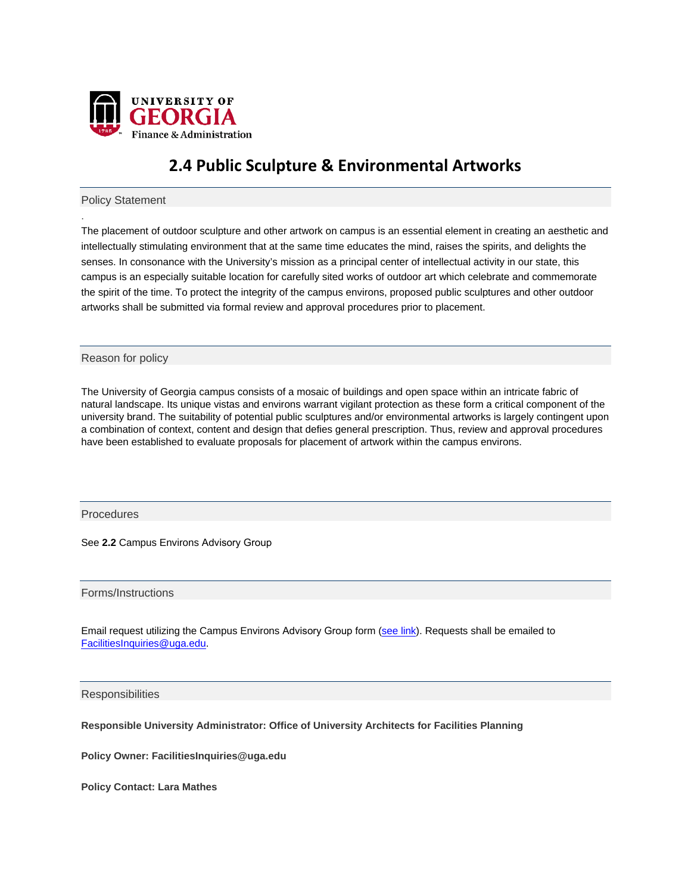UNIVERSITY OF GEORGIA
Finance & Administration

# 2.4 Public Sculpture & Environmental Artworks

## Policy Statement

.

The placement of outdoor sculpture and other artwork on campus is an essential element in creating an aesthetic and intellectually stimulating environment that at the same time educates the mind, raises the spirits, and delights the senses. In consonance with the University's mission as a principal center of intellectual activity in our state, this campus is an especially suitable location for carefully sited works of outdoor art which celebrate and commemorate the spirit of the time. To protect the integrity of the campus environs, proposed public sculptures and other outdoor artworks shall be submitted via formal review and approval procedures prior to placement.

## Reason for policy

The University of Georgia campus consists of a mosaic of buildings and open space within an intricate fabric of natural landscape. Its unique vistas and environs warrant vigilant protection as these form a critical component of the university brand. The suitability of potential public sculptures and/or environmental artworks is largely contingent upon a combination of context, content and design that defies general prescription. Thus, review and approval procedures have been established to evaluate proposals for placement of artwork within the campus environs.

## Procedures

See **2.2** Campus Environs Advisory Group

## Forms/Instructions

Email request utilizing the Campus Environs Advisory Group form (see link). Requests shall be emailed to FacilitiesInquiries@uga.edu.

## Responsibilities

**Responsible University Administrator: Office of University Architects for Facilities Planning**

**Policy Owner: FacilitiesInquiries@uga.edu**

**Policy Contact: Lara Mathes**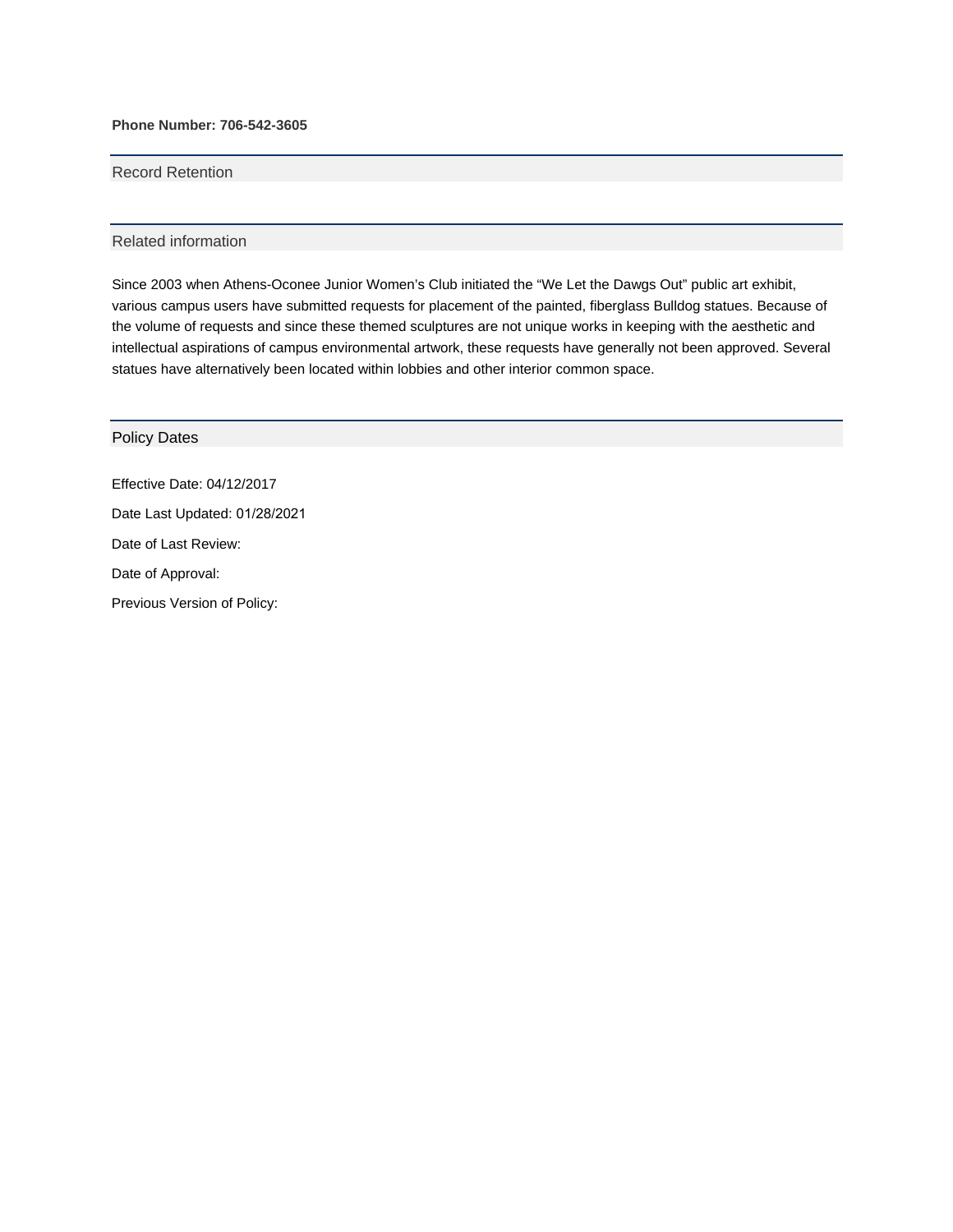**Phone Number: 706-542-3605**

## Record Retention

## Related information

Since 2003 when Athens-Oconee Junior Women's Club initiated the "We Let the Dawgs Out" public art exhibit, various campus users have submitted requests for placement of the painted, fiberglass Bulldog statues. Because of the volume of requests and since these themed sculptures are not unique works in keeping with the aesthetic and intellectual aspirations of campus environmental artwork, these requests have generally not been approved. Several statues have alternatively been located within lobbies and other interior common space.

## Policy Dates

Effective Date: 04/12/2017

Date Last Updated: 01/28/2021

Date of Last Review:

Date of Approval:

Previous Version of Policy: